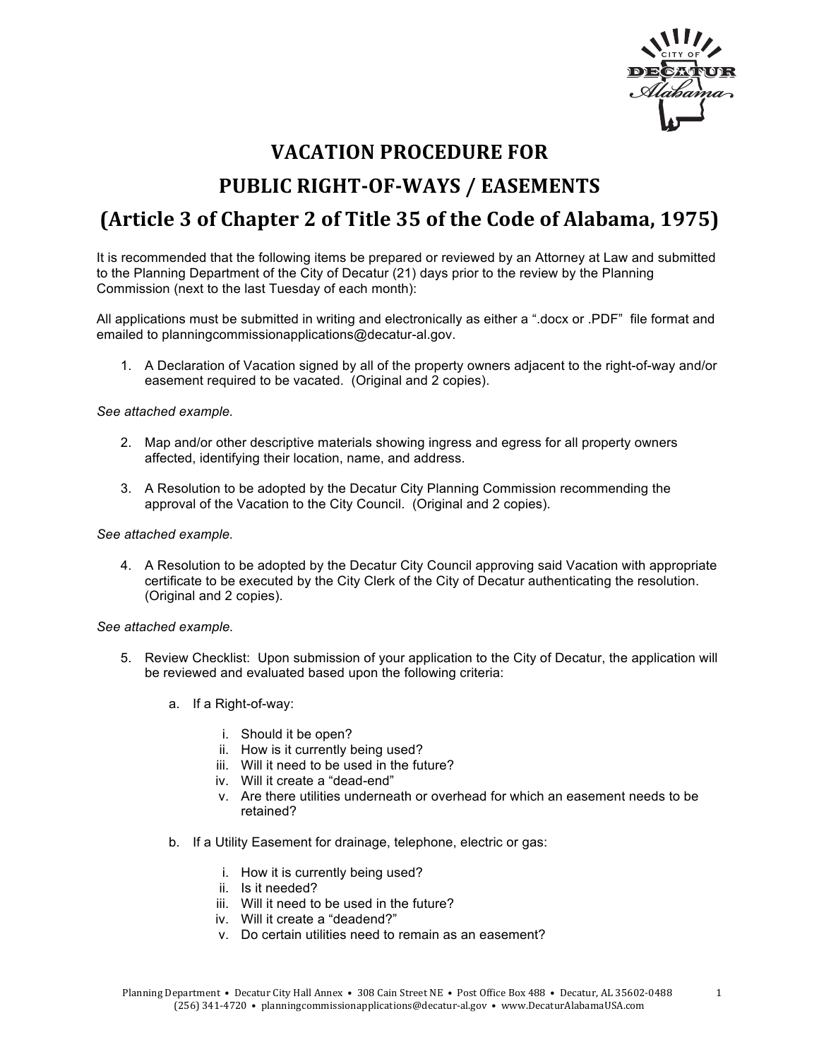# VACATION PROCEDURE FOR PUBLIC RIGHT-OF-WAYS / EASEMENTS (Article 3 of Chapter 2 of Title 35 of the Code of Alabama, 1975)

It is recommended that the following items be prepared or reviewed by an Attorney at Law and submitted to the Planning Department of the City of Decatur (21) days prior to the review by the Planning Commission (next to the last Tuesday of each month):

All applications must be submitted in writing and electronically as either a ".docx or .PDF" file format and emailed to planningcommissionapplications@decatur-al.gov.

1. A Declaration of Vacation signed by all of the property owners adjacent to the right-of-way and/or easement required to be vacated. (Original and 2 copies).

*See attached example.*

2. Map and/or other descriptive materials showing ingress and egress for all property owners affected, identifying their location, name, and address.

3. A Resolution to be adopted by the Decatur City Planning Commission recommending the approval of the Vacation to the City Council. (Original and 2 copies).

*See attached example.*

4. A Resolution to be adopted by the Decatur City Council approving said Vacation with appropriate certificate to be executed by the City Clerk of the City of Decatur authenticating the resolution. (Original and 2 copies).

*See attached example.*

5. Review Checklist: Upon submission of your application to the City of Decatur, the application will be reviewed and evaluated based upon the following criteria:

   a. If a Right-of-way:

      i. Should it be open?
      ii. How is it currently being used?
      iii. Will it need to be used in the future?
      iv. Will it create a "dead-end"
      v. Are there utilities underneath or overhead for which an easement needs to be retained?

   b. If a Utility Easement for drainage, telephone, electric or gas:

      i. How it is currently being used?
      ii. Is it needed?
      iii. Will it need to be used in the future?
      iv. Will it create a "deadend?"
      v. Do certain utilities need to remain as an easement?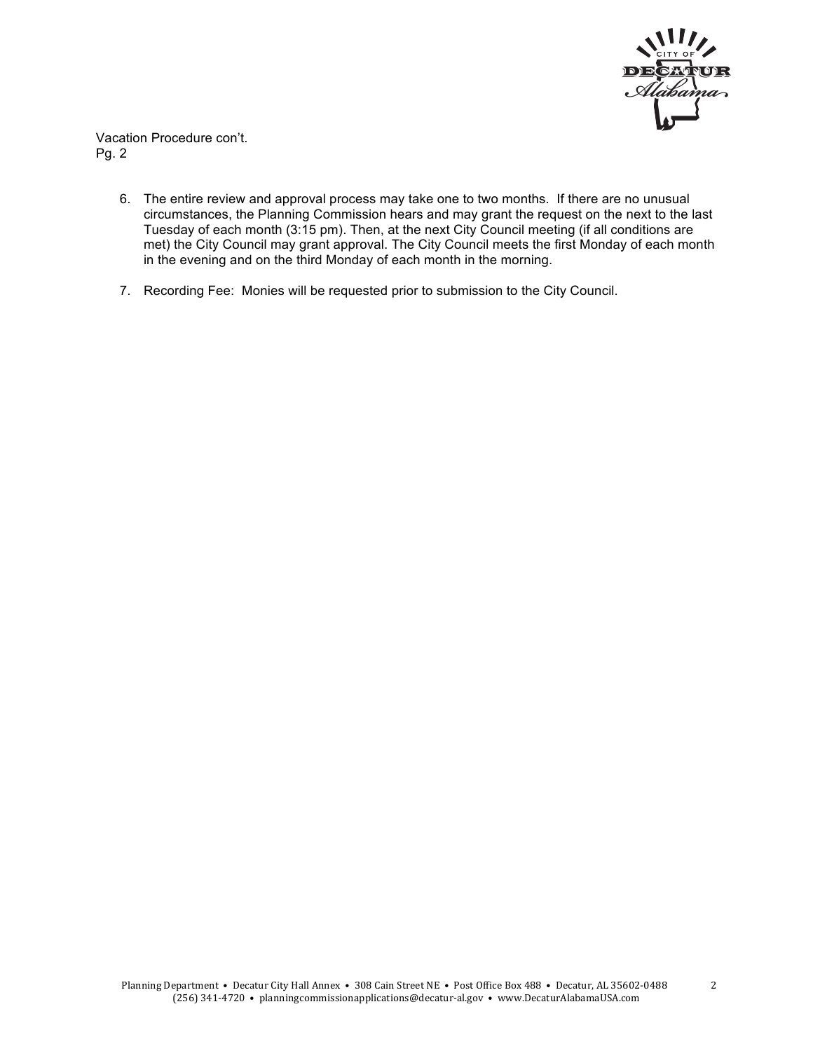Vacation Procedure con't.
Pg. 2

6. The entire review and approval process may take one to two months. If there are no unusual circumstances, the Planning Commission hears and may grant the request on the next to the last Tuesday of each month (3:15 pm). Then, at the next City Council meeting (if all conditions are met) the City Council may grant approval. The City Council meets the first Monday of each month in the evening and on the third Monday of each month in the morning.

7. Recording Fee: Monies will be requested prior to submission to the City Council.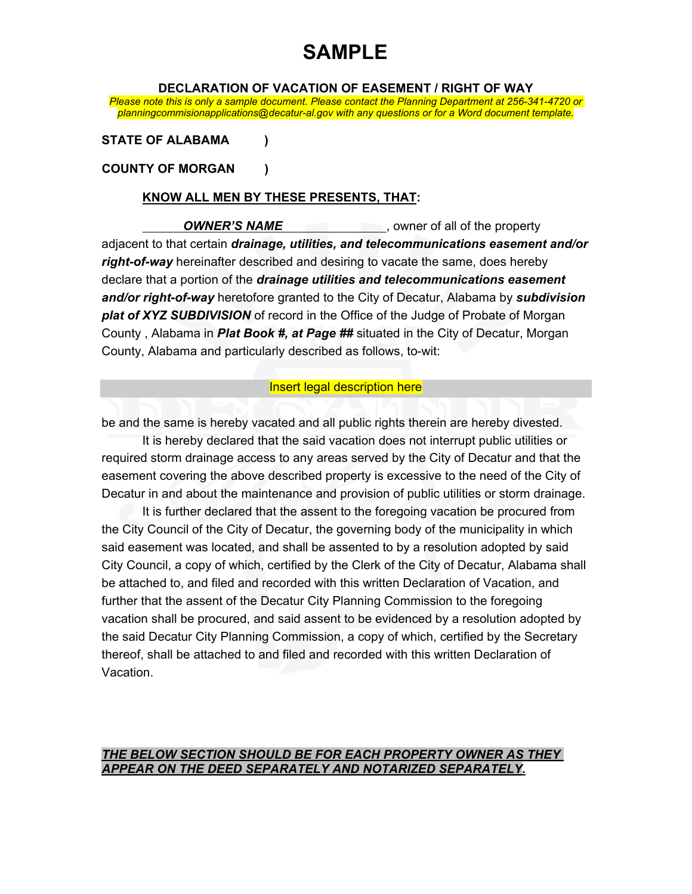# SAMPLE

**DECLARATION OF VACATION OF EASEMENT / RIGHT OF WAY**

*Please note this is only a sample document. Please contact the Planning Department at 256-341-4720 or planningcommisionapplications@decatur-al.gov with any questions or for a Word document template.*

**STATE OF ALABAMA )**

**COUNTY OF MORGAN )**

**KNOW ALL MEN BY THESE PRESENTS, THAT:**

***OWNER'S NAME***_______________, owner of all of the property adjacent to that certain ***drainage, utilities, and telecommunications easement and/or right-of-way*** hereinafter described and desiring to vacate the same, does hereby declare that a portion of the ***drainage utilities and telecommunications easement and/or right-of-way*** heretofore granted to the City of Decatur, Alabama by ***subdivision plat of XYZ SUBDIVISION*** of record in the Office of the Judge of Probate of Morgan County , Alabama in ***Plat Book #, at Page ##*** situated in the City of Decatur, Morgan County, Alabama and particularly described as follows, to-wit:

Insert legal description here

be and the same is hereby vacated and all public rights therein are hereby divested.

It is hereby declared that the said vacation does not interrupt public utilities or required storm drainage access to any areas served by the City of Decatur and that the easement covering the above described property is excessive to the need of the City of Decatur in and about the maintenance and provision of public utilities or storm drainage.

It is further declared that the assent to the foregoing vacation be procured from the City Council of the City of Decatur, the governing body of the municipality in which said easement was located, and shall be assented to by a resolution adopted by said City Council, a copy of which, certified by the Clerk of the City of Decatur, Alabama shall be attached to, and filed and recorded with this written Declaration of Vacation, and further that the assent of the Decatur City Planning Commission to the foregoing vacation shall be procured, and said assent to be evidenced by a resolution adopted by the said Decatur City Planning Commission, a copy of which, certified by the Secretary thereof, shall be attached to and filed and recorded with this written Declaration of Vacation.

***THE BELOW SECTION SHOULD BE FOR EACH PROPERTY OWNER AS THEY APPEAR ON THE DEED SEPARATELY AND NOTARIZED SEPARATELY.***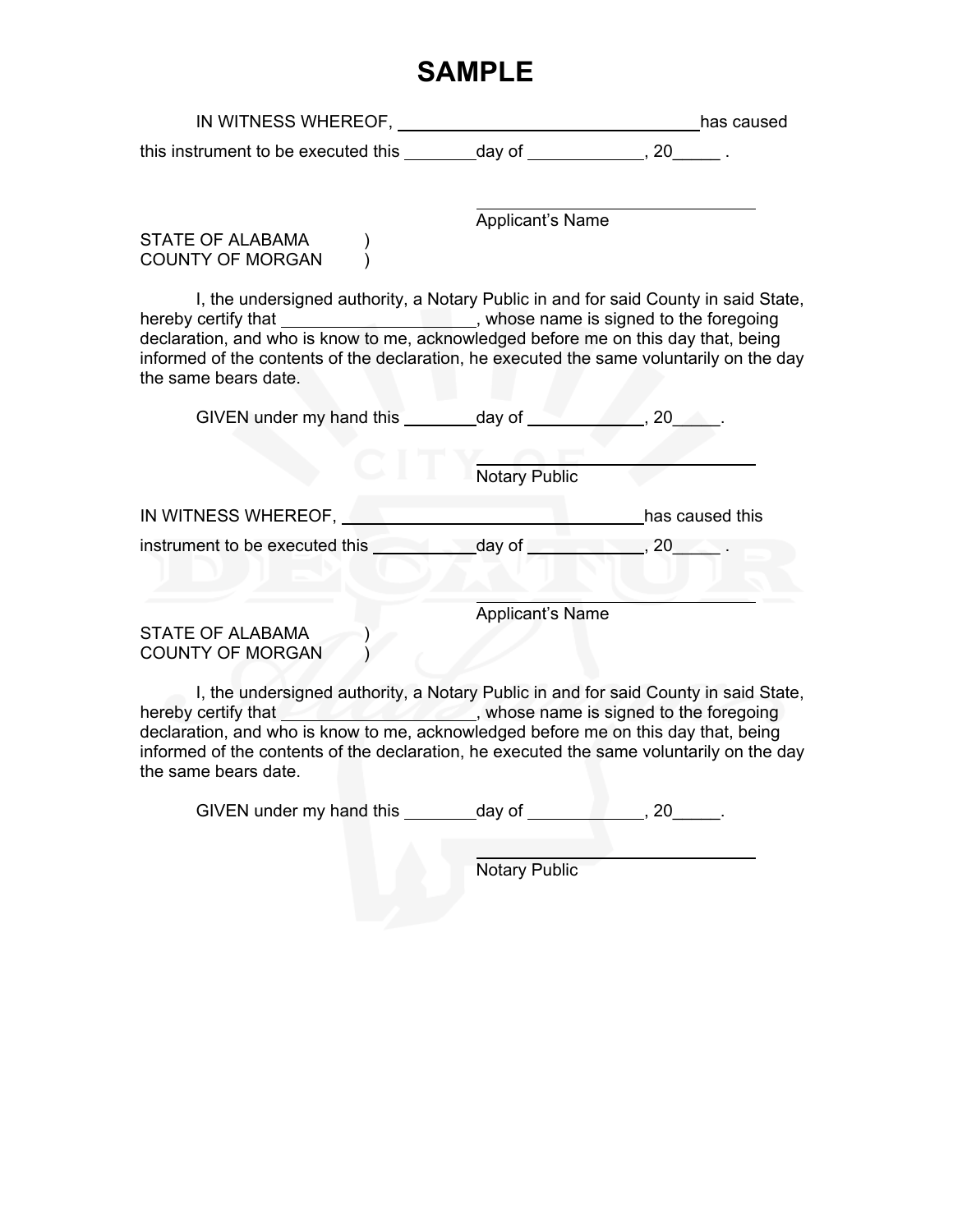# SAMPLE

IN WITNESS WHEREOF, ________________________________ has caused this instrument to be executed this ________ day of ____________, 20_____ .

________________________________
Applicant's Name

STATE OF ALABAMA )
COUNTY OF MORGAN )

I, the undersigned authority, a Notary Public in and for said County in said State, hereby certify that ____________________, whose name is signed to the foregoing declaration, and who is know to me, acknowledged before me on this day that, being informed of the contents of the declaration, he executed the same voluntarily on the day the same bears date.

GIVEN under my hand this ________ day of ____________, 20_____.

________________________________
Notary Public

IN WITNESS WHEREOF, ________________________________ has caused this instrument to be executed this __________ day of ____________, 20_____ .

________________________________
Applicant's Name

STATE OF ALABAMA )
COUNTY OF MORGAN )

I, the undersigned authority, a Notary Public in and for said County in said State, hereby certify that ____________________, whose name is signed to the foregoing declaration, and who is know to me, acknowledged before me on this day that, being informed of the contents of the declaration, he executed the same voluntarily on the day the same bears date.

GIVEN under my hand this ________ day of ____________, 20_____.

________________________________
Notary Public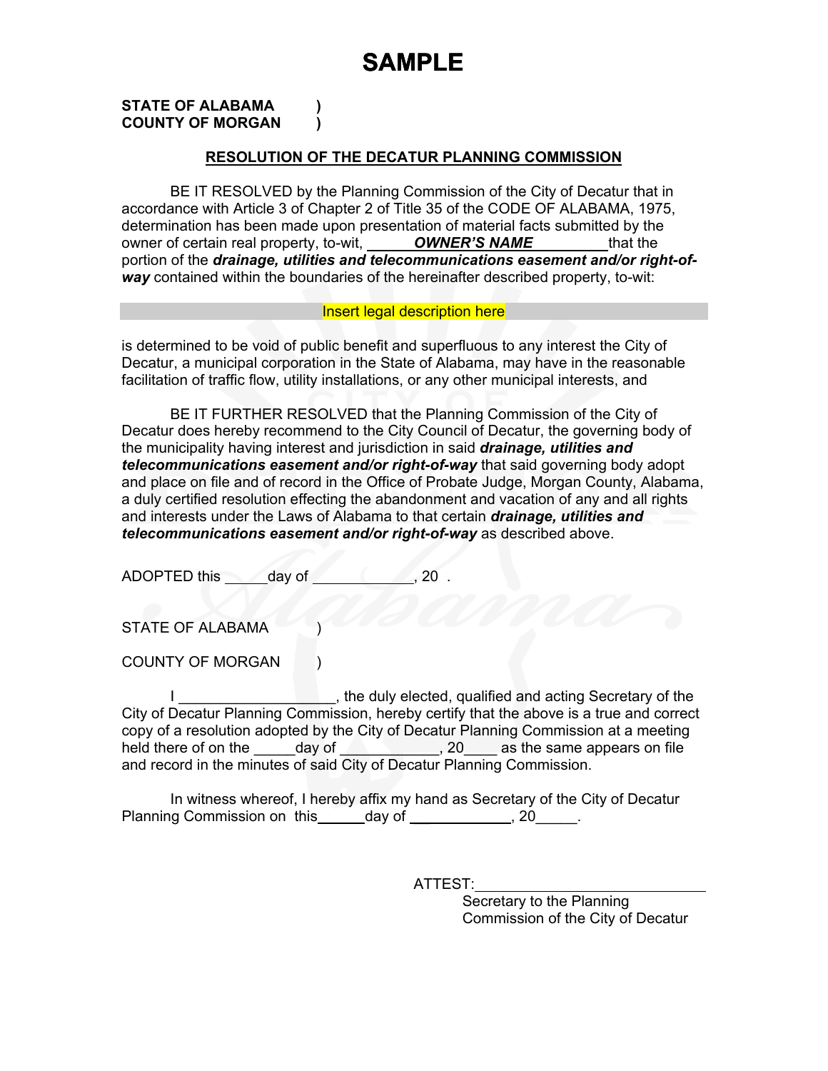# SAMPLE

**STATE OF ALABAMA )**
**COUNTY OF MORGAN )**

## RESOLUTION OF THE DECATUR PLANNING COMMISSION

BE IT RESOLVED by the Planning Commission of the City of Decatur that in accordance with Article 3 of Chapter 2 of Title 35 of the CODE OF ALABAMA, 1975, determination has been made upon presentation of material facts submitted by the owner of certain real property, to-wit, ______***OWNER'S NAME***_________that the portion of the ***drainage, utilities and telecommunications easement and/or right-of-way*** contained within the boundaries of the hereinafter described property, to-wit:

Insert legal description here

is determined to be void of public benefit and superfluous to any interest the City of Decatur, a municipal corporation in the State of Alabama, may have in the reasonable facilitation of traffic flow, utility installations, or any other municipal interests, and

BE IT FURTHER RESOLVED that the Planning Commission of the City of Decatur does hereby recommend to the City Council of Decatur, the governing body of the municipality having interest and jurisdiction in said ***drainage, utilities and telecommunications easement and/or right-of-way*** that said governing body adopt and place on file and of record in the Office of Probate Judge, Morgan County, Alabama, a duly certified resolution effecting the abandonment and vacation of any and all rights and interests under the Laws of Alabama to that certain ***drainage, utilities and telecommunications easement and/or right-of-way*** as described above.

ADOPTED this _____day of ____________, 20 .

STATE OF ALABAMA )

COUNTY OF MORGAN )

I __________________, the duly elected, qualified and acting Secretary of the City of Decatur Planning Commission, hereby certify that the above is a true and correct copy of a resolution adopted by the City of Decatur Planning Commission at a meeting held there of on the _____day of ____________, 20____ as the same appears on file and record in the minutes of said City of Decatur Planning Commission.

In witness whereof, I hereby affix my hand as Secretary of the City of Decatur Planning Commission on this______day of _____________, 20_____.

ATTEST:____________________________
Secretary to the Planning
Commission of the City of Decatur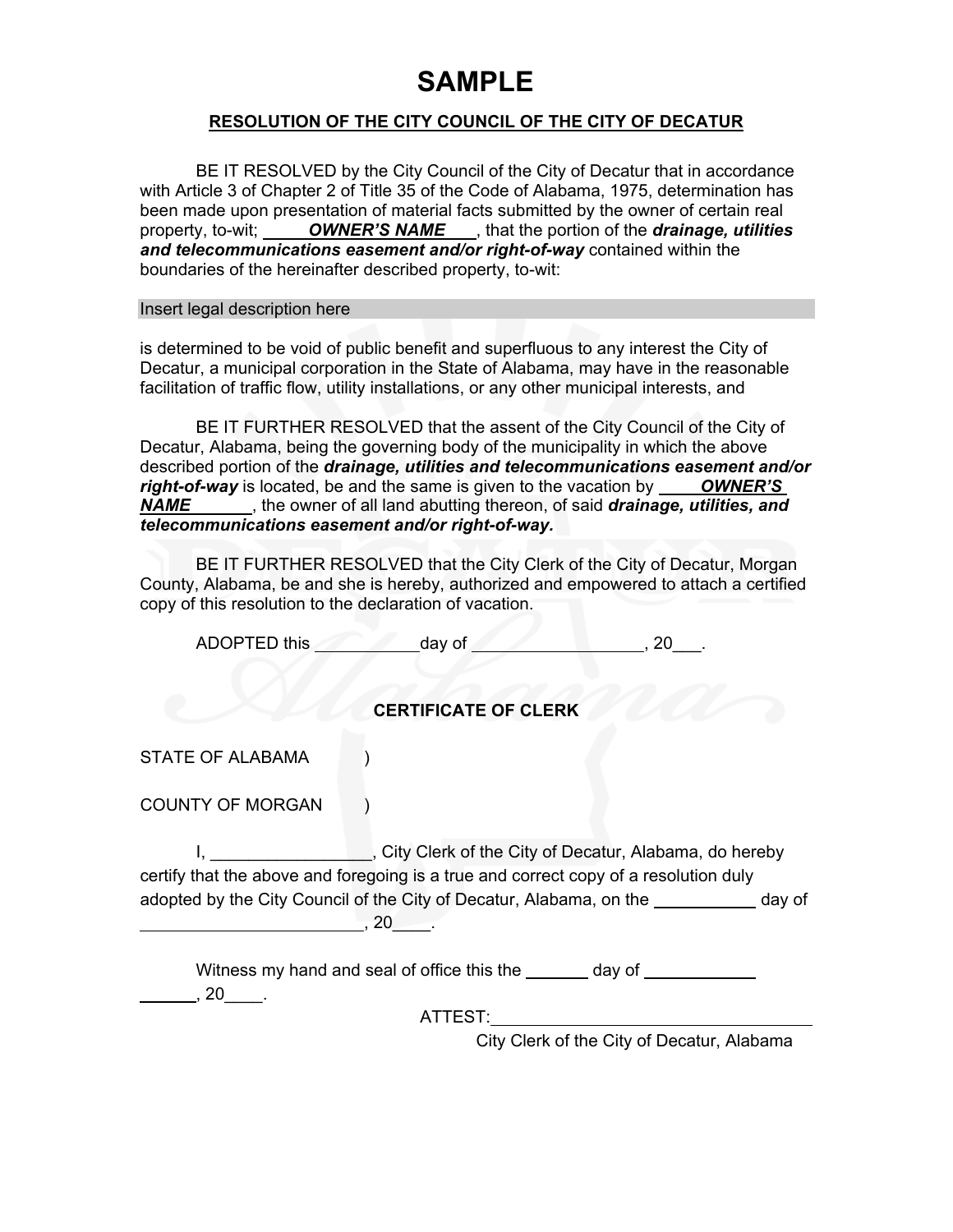# SAMPLE

## RESOLUTION OF THE CITY COUNCIL OF THE CITY OF DECATUR

BE IT RESOLVED by the City Council of the City of Decatur that in accordance with Article 3 of Chapter 2 of Title 35 of the Code of Alabama, 1975, determination has been made upon presentation of material facts submitted by the owner of certain real property, to-wit; ***OWNER'S NAME***, that the portion of the ***drainage, utilities and telecommunications easement and/or right-of-way*** contained within the boundaries of the hereinafter described property, to-wit:

Insert legal description here

is determined to be void of public benefit and superfluous to any interest the City of Decatur, a municipal corporation in the State of Alabama, may have in the reasonable facilitation of traffic flow, utility installations, or any other municipal interests, and

BE IT FURTHER RESOLVED that the assent of the City Council of the City of Decatur, Alabama, being the governing body of the municipality in which the above described portion of the ***drainage, utilities and telecommunications easement and/or right-of-way*** is located, be and the same is given to the vacation by ***OWNER'S NAME***, the owner of all land abutting thereon, of said ***drainage, utilities, and telecommunications easement and/or right-of-way.***

BE IT FURTHER RESOLVED that the City Clerk of the City of Decatur, Morgan County, Alabama, be and she is hereby, authorized and empowered to attach a certified copy of this resolution to the declaration of vacation.

ADOPTED this ___________ day of __________________, 20___.

### CERTIFICATE OF CLERK

STATE OF ALABAMA )

COUNTY OF MORGAN )

I, _________________, City Clerk of the City of Decatur, Alabama, do hereby certify that the above and foregoing is a true and correct copy of a resolution duly adopted by the City Council of the City of Decatur, Alabama, on the ___________ day of ________________________, 20____.

Witness my hand and seal of office this the _______ day of ____________ ______, 20____.

ATTEST:____________________________________
City Clerk of the City of Decatur, Alabama